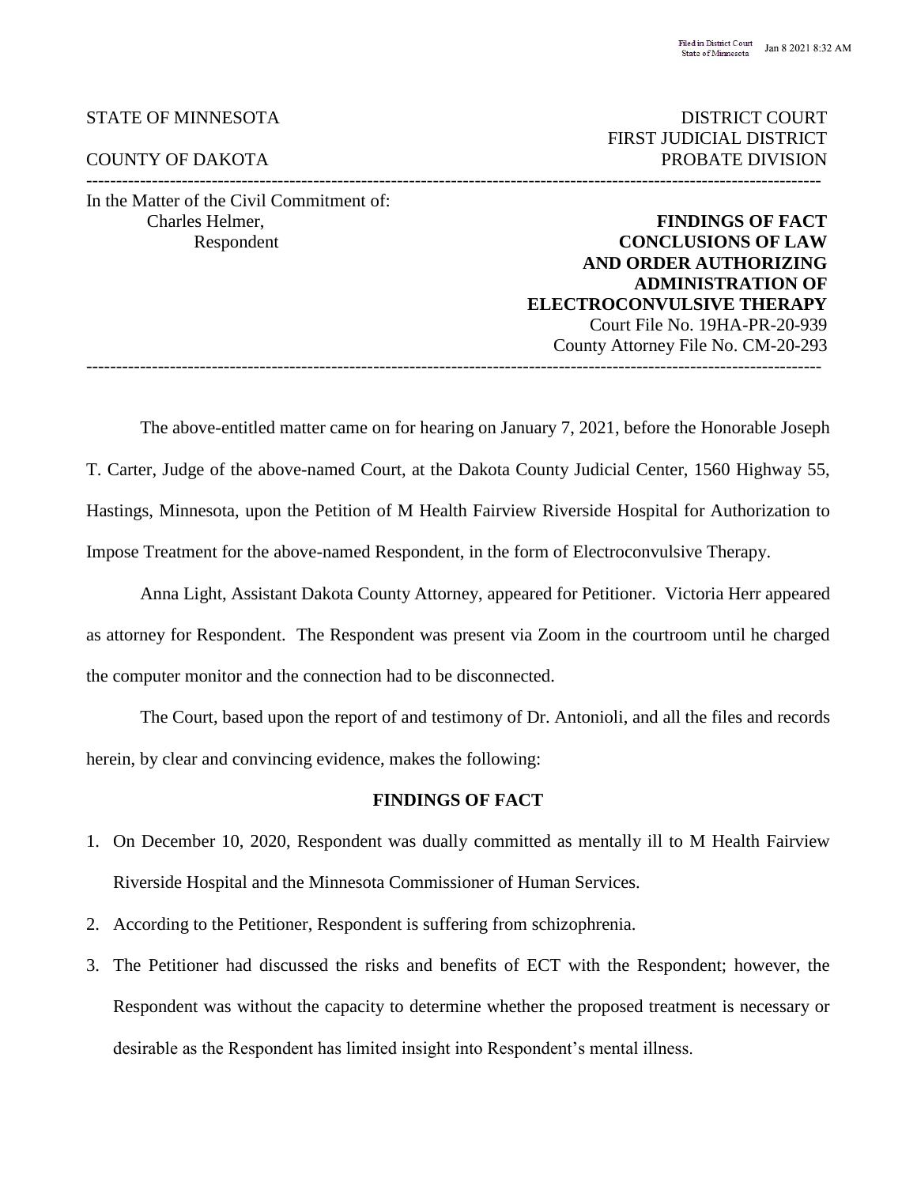Filed in District Court State of Minnesota Jan 8 2021 8:32 AM

STATE OF MINNESOTA | DISTRICT COURT
FIRST JUDICIAL DISTRICT
COUNTY OF DAKOTA | PROBATE DIVISION

---

In the Matter of the Civil Commitment of:
Charles Helmer,
Respondent

**FINDINGS OF FACT**
**CONCLUSIONS OF LAW**
**AND ORDER AUTHORIZING**
**ADMINISTRATION OF**
**ELECTROCONVULSIVE THERAPY**
Court File No. 19HA-PR-20-939
County Attorney File No. CM-20-293

---

The above-entitled matter came on for hearing on January 7, 2021, before the Honorable Joseph T. Carter, Judge of the above-named Court, at the Dakota County Judicial Center, 1560 Highway 55, Hastings, Minnesota, upon the Petition of M Health Fairview Riverside Hospital for Authorization to Impose Treatment for the above-named Respondent, in the form of Electroconvulsive Therapy.

Anna Light, Assistant Dakota County Attorney, appeared for Petitioner. Victoria Herr appeared as attorney for Respondent. The Respondent was present via Zoom in the courtroom until he charged the computer monitor and the connection had to be disconnected.

The Court, based upon the report of and testimony of Dr. Antonioli, and all the files and records herein, by clear and convincing evidence, makes the following:

## FINDINGS OF FACT

1. On December 10, 2020, Respondent was dually committed as mentally ill to M Health Fairview Riverside Hospital and the Minnesota Commissioner of Human Services.
2. According to the Petitioner, Respondent is suffering from schizophrenia.
3. The Petitioner had discussed the risks and benefits of ECT with the Respondent; however, the Respondent was without the capacity to determine whether the proposed treatment is necessary or desirable as the Respondent has limited insight into Respondent's mental illness.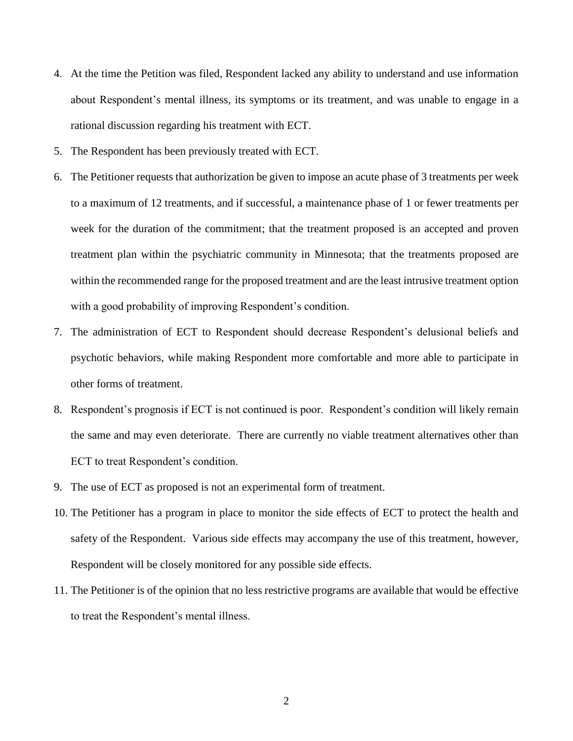4. At the time the Petition was filed, Respondent lacked any ability to understand and use information about Respondent's mental illness, its symptoms or its treatment, and was unable to engage in a rational discussion regarding his treatment with ECT.
5. The Respondent has been previously treated with ECT.
6. The Petitioner requests that authorization be given to impose an acute phase of 3 treatments per week to a maximum of 12 treatments, and if successful, a maintenance phase of 1 or fewer treatments per week for the duration of the commitment; that the treatment proposed is an accepted and proven treatment plan within the psychiatric community in Minnesota; that the treatments proposed are within the recommended range for the proposed treatment and are the least intrusive treatment option with a good probability of improving Respondent's condition.
7. The administration of ECT to Respondent should decrease Respondent's delusional beliefs and psychotic behaviors, while making Respondent more comfortable and more able to participate in other forms of treatment.
8. Respondent's prognosis if ECT is not continued is poor. Respondent's condition will likely remain the same and may even deteriorate. There are currently no viable treatment alternatives other than ECT to treat Respondent's condition.
9. The use of ECT as proposed is not an experimental form of treatment.
10. The Petitioner has a program in place to monitor the side effects of ECT to protect the health and safety of the Respondent. Various side effects may accompany the use of this treatment, however, Respondent will be closely monitored for any possible side effects.
11. The Petitioner is of the opinion that no less restrictive programs are available that would be effective to treat the Respondent's mental illness.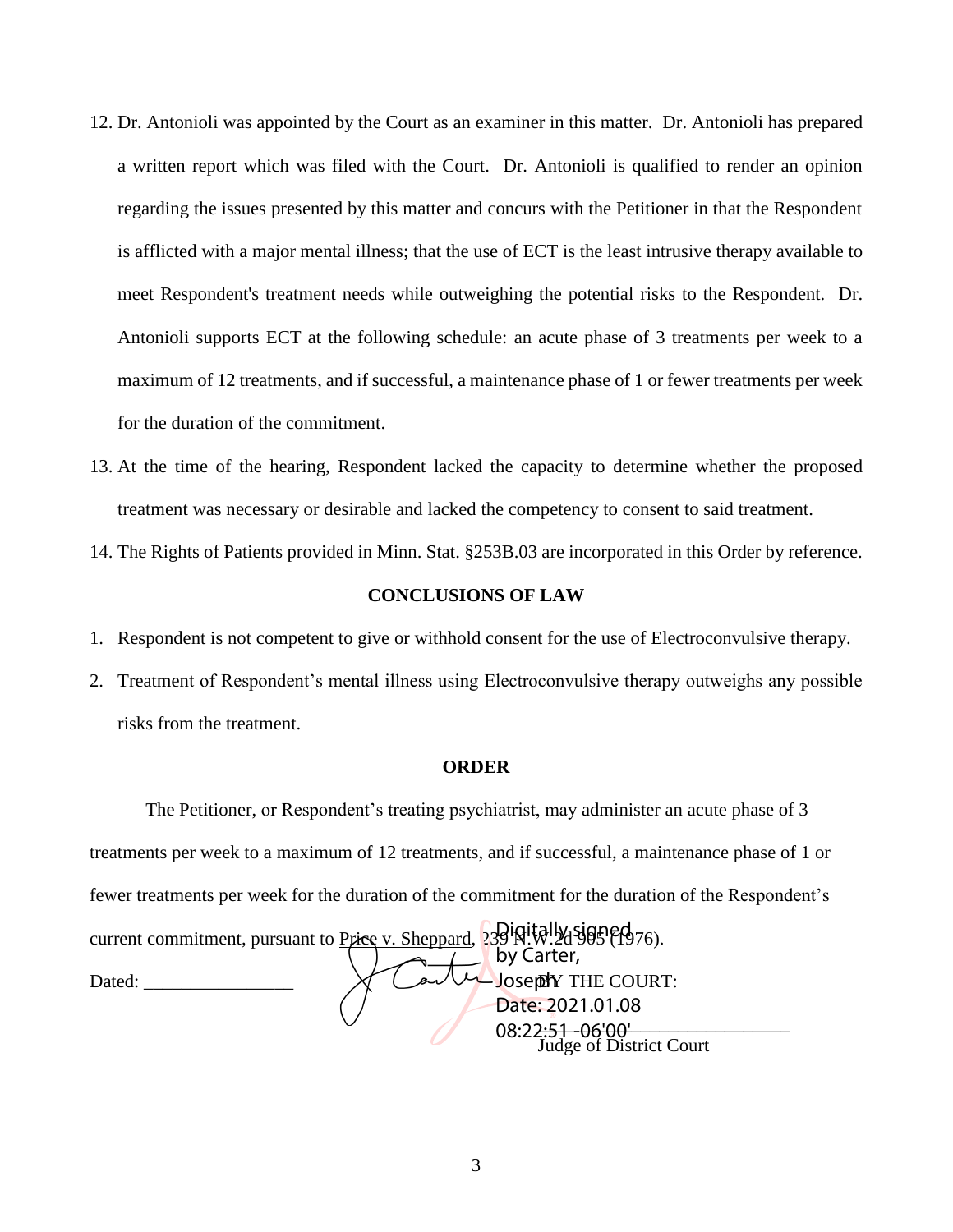12. Dr. Antonioli was appointed by the Court as an examiner in this matter. Dr. Antonioli has prepared a written report which was filed with the Court. Dr. Antonioli is qualified to render an opinion regarding the issues presented by this matter and concurs with the Petitioner in that the Respondent is afflicted with a major mental illness; that the use of ECT is the least intrusive therapy available to meet Respondent's treatment needs while outweighing the potential risks to the Respondent. Dr. Antonioli supports ECT at the following schedule: an acute phase of 3 treatments per week to a maximum of 12 treatments, and if successful, a maintenance phase of 1 or fewer treatments per week for the duration of the commitment.
13. At the time of the hearing, Respondent lacked the capacity to determine whether the proposed treatment was necessary or desirable and lacked the competency to consent to said treatment.
14. The Rights of Patients provided in Minn. Stat. §253B.03 are incorporated in this Order by reference.

**CONCLUSIONS OF LAW**

1. Respondent is not competent to give or withhold consent for the use of Electroconvulsive therapy.
2. Treatment of Respondent's mental illness using Electroconvulsive therapy outweighs any possible risks from the treatment.

**ORDER**

The Petitioner, or Respondent's treating psychiatrist, may administer an acute phase of 3 treatments per week to a maximum of 12 treatments, and if successful, a maintenance phase of 1 or fewer treatments per week for the duration of the commitment for the duration of the Respondent's current commitment, pursuant to Price v. Sheppard, 239 N.W.2d 905 (1976).

Dated: ________________

BY THE COURT:

Digitally signed by Carter, Joseph
Date: 2021.01.08 08:22:51 -06'00'

Judge of District Court